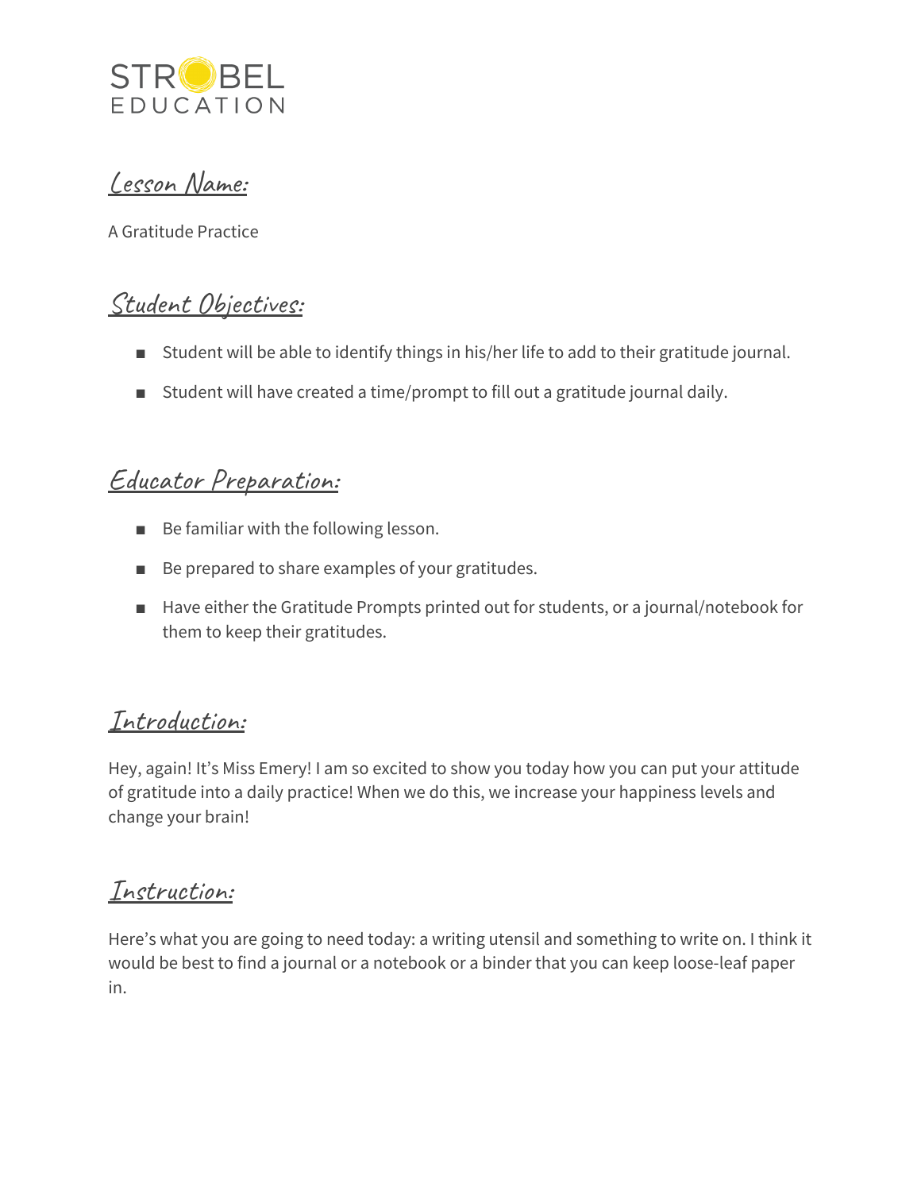STROBEL EDUCATION

## Lesson Name:

A Gratitude Practice

## Student Objectives:

- Student will be able to identify things in his/her life to add to their gratitude journal.
- Student will have created a time/prompt to fill out a gratitude journal daily.

## Educator Preparation:

- Be familiar with the following lesson.
- Be prepared to share examples of your gratitudes.
- Have either the Gratitude Prompts printed out for students, or a journal/notebook for them to keep their gratitudes.

## Introduction:

Hey, again! It's Miss Emery! I am so excited to show you today how you can put your attitude of gratitude into a daily practice! When we do this, we increase your happiness levels and change your brain!

## Instruction:

Here's what you are going to need today: a writing utensil and something to write on. I think it would be best to find a journal or a notebook or a binder that you can keep loose-leaf paper in.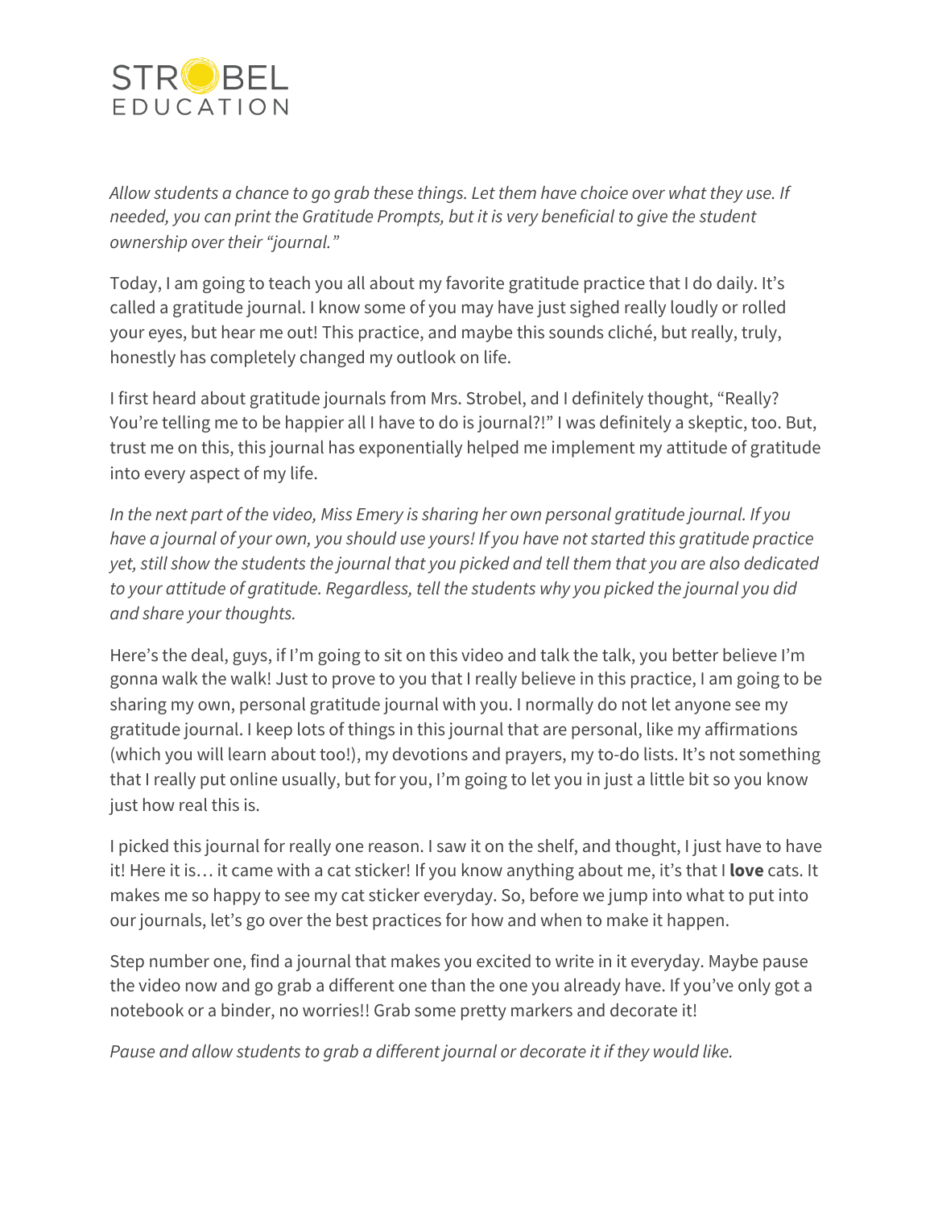*Allow students a chance to go grab these things. Let them have choice over what they use. If needed, you can print the Gratitude Prompts, but it is very beneficial to give the student ownership over their "journal."*

Today, I am going to teach you all about my favorite gratitude practice that I do daily. It's called a gratitude journal. I know some of you may have just sighed really loudly or rolled your eyes, but hear me out! This practice, and maybe this sounds cliché, but really, truly, honestly has completely changed my outlook on life.

I first heard about gratitude journals from Mrs. Strobel, and I definitely thought, "Really? You're telling me to be happier all I have to do is journal?!" I was definitely a skeptic, too. But, trust me on this, this journal has exponentially helped me implement my attitude of gratitude into every aspect of my life.

*In the next part of the video, Miss Emery is sharing her own personal gratitude journal. If you have a journal of your own, you should use yours! If you have not started this gratitude practice yet, still show the students the journal that you picked and tell them that you are also dedicated to your attitude of gratitude. Regardless, tell the students why you picked the journal you did and share your thoughts.*

Here's the deal, guys, if I'm going to sit on this video and talk the talk, you better believe I'm gonna walk the walk! Just to prove to you that I really believe in this practice, I am going to be sharing my own, personal gratitude journal with you. I normally do not let anyone see my gratitude journal. I keep lots of things in this journal that are personal, like my affirmations (which you will learn about too!), my devotions and prayers, my to-do lists. It's not something that I really put online usually, but for you, I'm going to let you in just a little bit so you know just how real this is.

I picked this journal for really one reason. I saw it on the shelf, and thought, I just have to have it! Here it is… it came with a cat sticker! If you know anything about me, it's that I **love** cats. It makes me so happy to see my cat sticker everyday. So, before we jump into what to put into our journals, let's go over the best practices for how and when to make it happen.

Step number one, find a journal that makes you excited to write in it everyday. Maybe pause the video now and go grab a different one than the one you already have. If you've only got a notebook or a binder, no worries!! Grab some pretty markers and decorate it!

*Pause and allow students to grab a different journal or decorate it if they would like.*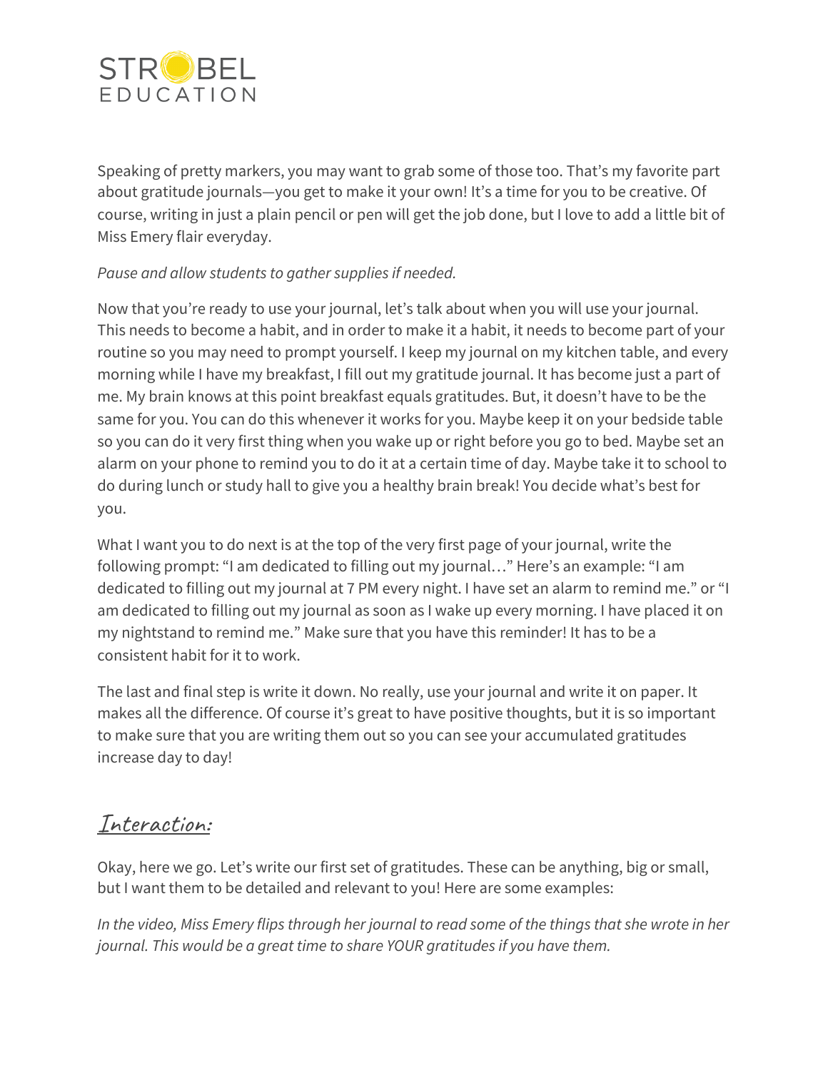Speaking of pretty markers, you may want to grab some of those too. That's my favorite part about gratitude journals—you get to make it your own! It's a time for you to be creative. Of course, writing in just a plain pencil or pen will get the job done, but I love to add a little bit of Miss Emery flair everyday.

*Pause and allow students to gather supplies if needed.*

Now that you're ready to use your journal, let's talk about when you will use your journal. This needs to become a habit, and in order to make it a habit, it needs to become part of your routine so you may need to prompt yourself. I keep my journal on my kitchen table, and every morning while I have my breakfast, I fill out my gratitude journal. It has become just a part of me. My brain knows at this point breakfast equals gratitudes. But, it doesn't have to be the same for you. You can do this whenever it works for you. Maybe keep it on your bedside table so you can do it very first thing when you wake up or right before you go to bed. Maybe set an alarm on your phone to remind you to do it at a certain time of day. Maybe take it to school to do during lunch or study hall to give you a healthy brain break! You decide what's best for you.

What I want you to do next is at the top of the very first page of your journal, write the following prompt: "I am dedicated to filling out my journal…" Here's an example: "I am dedicated to filling out my journal at 7 PM every night. I have set an alarm to remind me." or "I am dedicated to filling out my journal as soon as I wake up every morning. I have placed it on my nightstand to remind me." Make sure that you have this reminder! It has to be a consistent habit for it to work.

The last and final step is write it down. No really, use your journal and write it on paper. It makes all the difference. Of course it's great to have positive thoughts, but it is so important to make sure that you are writing them out so you can see your accumulated gratitudes increase day to day!

## Interaction:

Okay, here we go. Let's write our first set of gratitudes. These can be anything, big or small, but I want them to be detailed and relevant to you! Here are some examples:

*In the video, Miss Emery flips through her journal to read some of the things that she wrote in her journal. This would be a great time to share YOUR gratitudes if you have them.*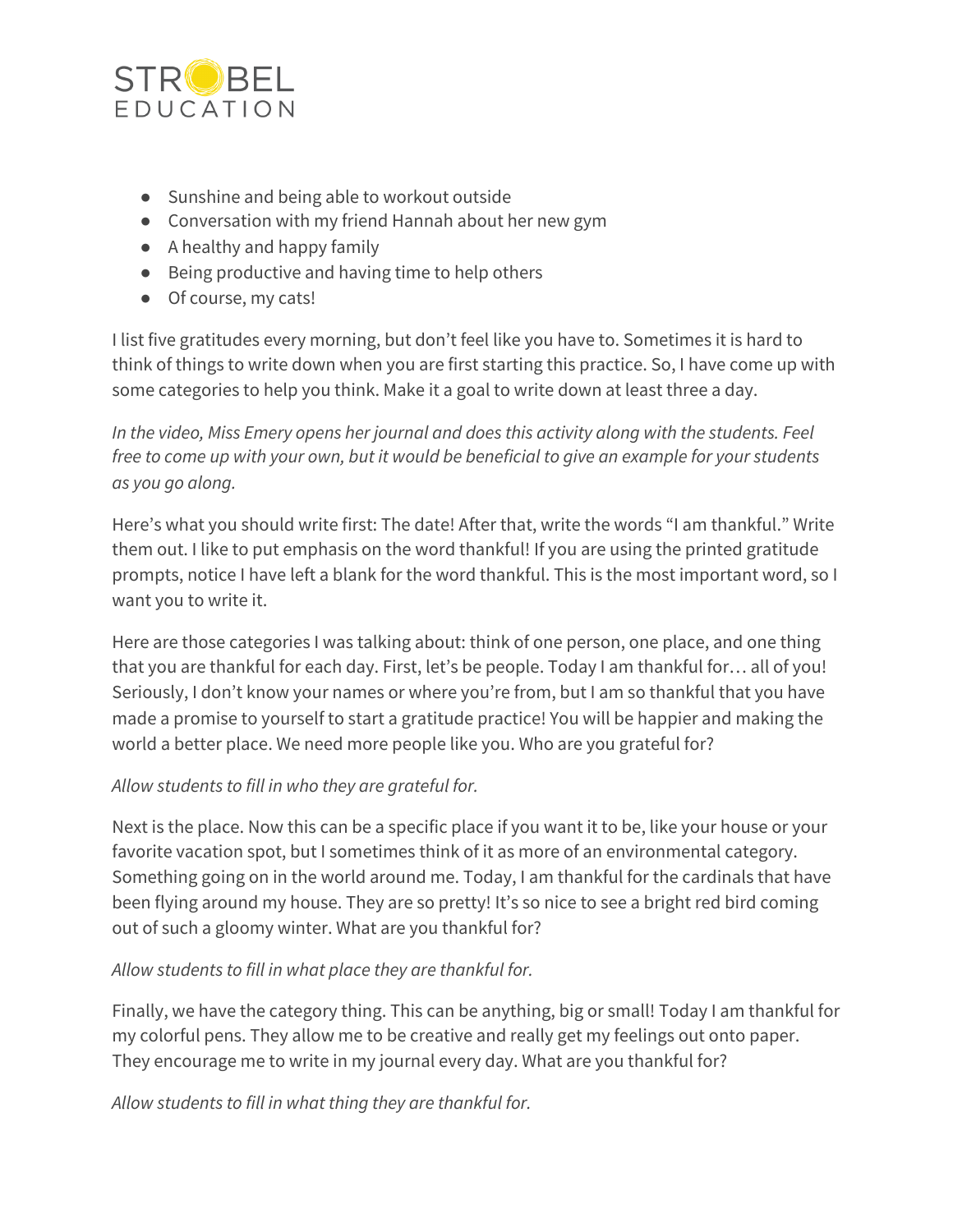- Sunshine and being able to workout outside
- Conversation with my friend Hannah about her new gym
- A healthy and happy family
- Being productive and having time to help others
- Of course, my cats!

I list five gratitudes every morning, but don't feel like you have to. Sometimes it is hard to think of things to write down when you are first starting this practice. So, I have come up with some categories to help you think. Make it a goal to write down at least three a day.

*In the video, Miss Emery opens her journal and does this activity along with the students. Feel free to come up with your own, but it would be beneficial to give an example for your students as you go along.*

Here's what you should write first: The date! After that, write the words "I am thankful." Write them out. I like to put emphasis on the word thankful! If you are using the printed gratitude prompts, notice I have left a blank for the word thankful. This is the most important word, so I want you to write it.

Here are those categories I was talking about: think of one person, one place, and one thing that you are thankful for each day. First, let's be people. Today I am thankful for… all of you! Seriously, I don't know your names or where you're from, but I am so thankful that you have made a promise to yourself to start a gratitude practice! You will be happier and making the world a better place. We need more people like you. Who are you grateful for?

*Allow students to fill in who they are grateful for.*

Next is the place. Now this can be a specific place if you want it to be, like your house or your favorite vacation spot, but I sometimes think of it as more of an environmental category. Something going on in the world around me. Today, I am thankful for the cardinals that have been flying around my house. They are so pretty! It's so nice to see a bright red bird coming out of such a gloomy winter. What are you thankful for?

*Allow students to fill in what place they are thankful for.*

Finally, we have the category thing. This can be anything, big or small! Today I am thankful for my colorful pens. They allow me to be creative and really get my feelings out onto paper. They encourage me to write in my journal every day. What are you thankful for?

*Allow students to fill in what thing they are thankful for.*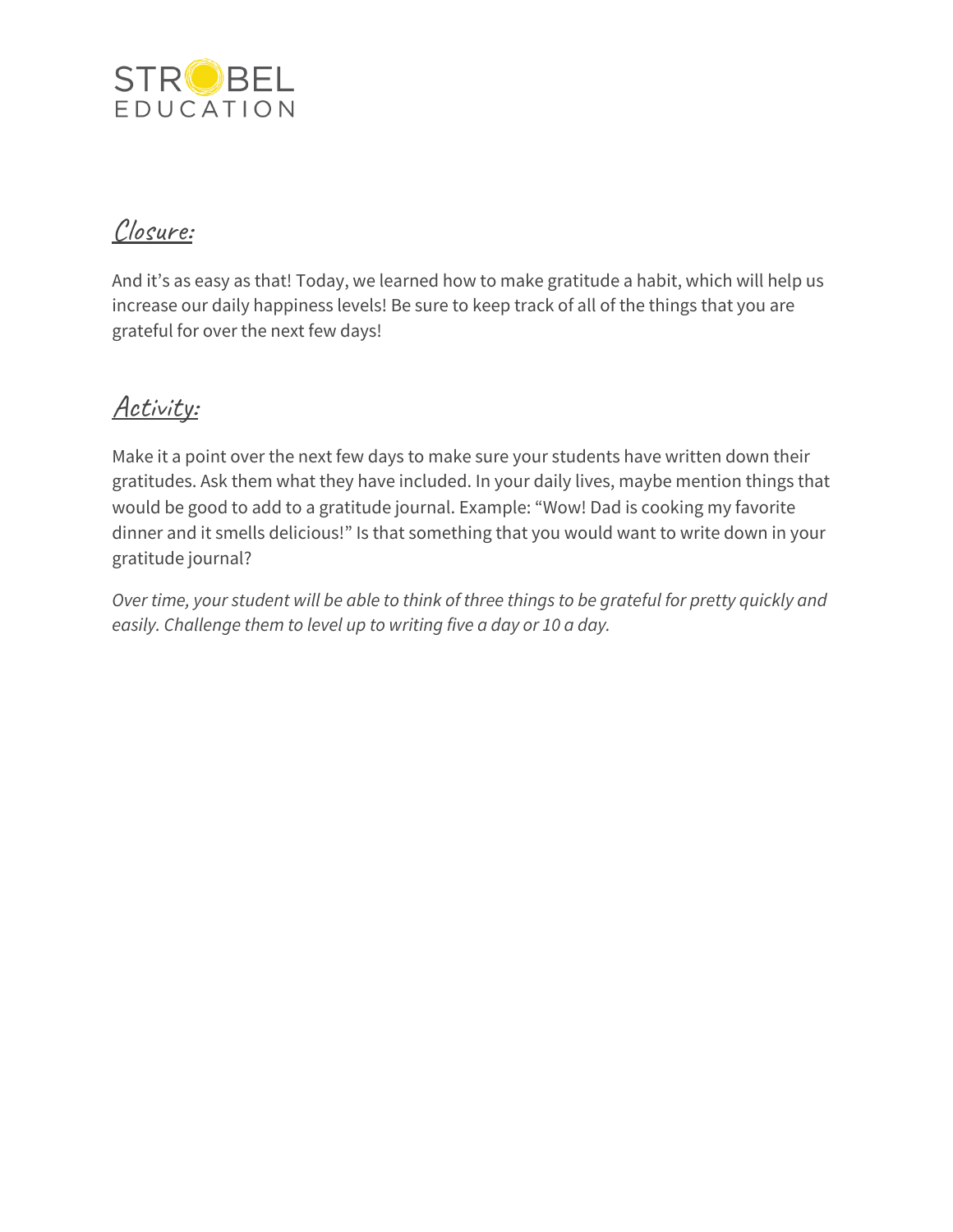## Closure:

And it's as easy as that! Today, we learned how to make gratitude a habit, which will help us increase our daily happiness levels! Be sure to keep track of all of the things that you are grateful for over the next few days!

## Activity:

Make it a point over the next few days to make sure your students have written down their gratitudes. Ask them what they have included. In your daily lives, maybe mention things that would be good to add to a gratitude journal. Example: "Wow! Dad is cooking my favorite dinner and it smells delicious!" Is that something that you would want to write down in your gratitude journal?

*Over time, your student will be able to think of three things to be grateful for pretty quickly and easily. Challenge them to level up to writing five a day or 10 a day.*